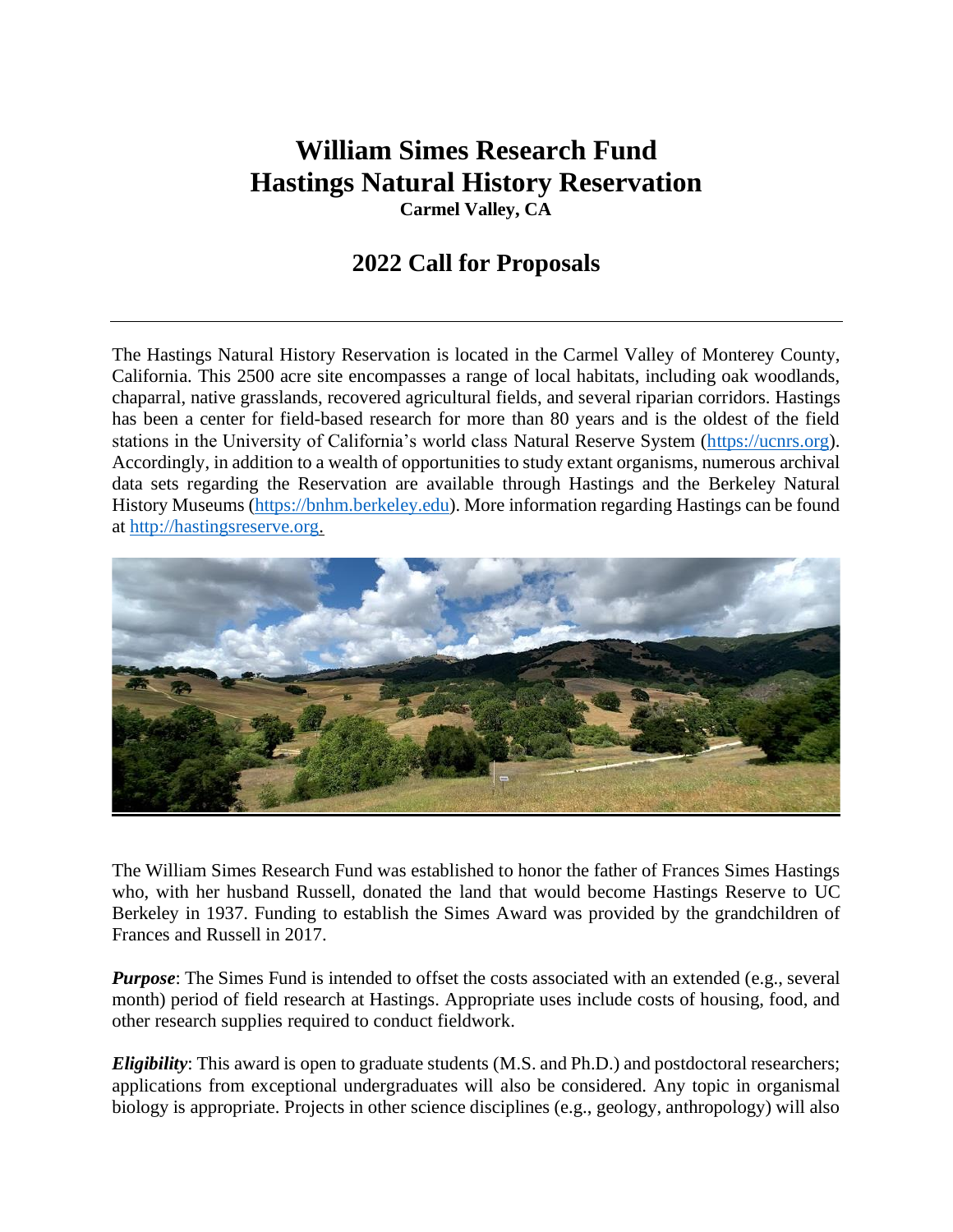# William Simes Research Fund
# Hastings Natural History Reservation

**Carmel Valley, CA**

## 2022 Call for Proposals

---

The Hastings Natural History Reservation is located in the Carmel Valley of Monterey County, California. This 2500 acre site encompasses a range of local habitats, including oak woodlands, chaparral, native grasslands, recovered agricultural fields, and several riparian corridors. Hastings has been a center for field-based research for more than 80 years and is the oldest of the field stations in the University of California's world class Natural Reserve System (https://ucnrs.org). Accordingly, in addition to a wealth of opportunities to study extant organisms, numerous archival data sets regarding the Reservation are available through Hastings and the Berkeley Natural History Museums (https://bnhm.berkeley.edu). More information regarding Hastings can be found at http://hastingsreserve.org.

The William Simes Research Fund was established to honor the father of Frances Simes Hastings who, with her husband Russell, donated the land that would become Hastings Reserve to UC Berkeley in 1937. Funding to establish the Simes Award was provided by the grandchildren of Frances and Russell in 2017.

***Purpose***: The Simes Fund is intended to offset the costs associated with an extended (e.g., several month) period of field research at Hastings. Appropriate uses include costs of housing, food, and other research supplies required to conduct fieldwork.

***Eligibility***: This award is open to graduate students (M.S. and Ph.D.) and postdoctoral researchers; applications from exceptional undergraduates will also be considered. Any topic in organismal biology is appropriate. Projects in other science disciplines (e.g., geology, anthropology) will also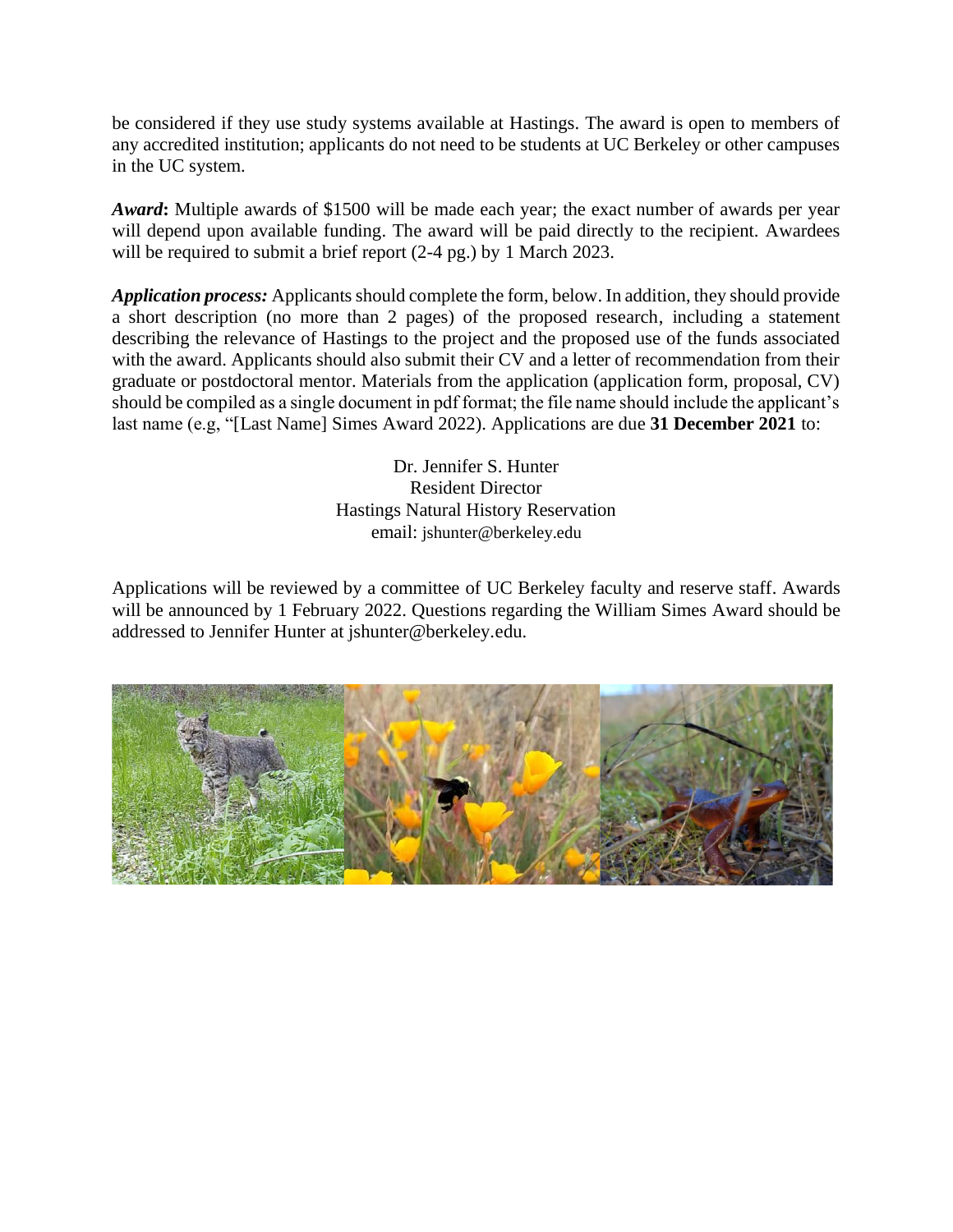be considered if they use study systems available at Hastings. The award is open to members of any accredited institution; applicants do not need to be students at UC Berkeley or other campuses in the UC system.

***Award*:** Multiple awards of $1500 will be made each year; the exact number of awards per year will depend upon available funding. The award will be paid directly to the recipient. Awardees will be required to submit a brief report (2-4 pg.) by 1 March 2023.

***Application process:*** Applicants should complete the form, below. In addition, they should provide a short description (no more than 2 pages) of the proposed research, including a statement describing the relevance of Hastings to the project and the proposed use of the funds associated with the award. Applicants should also submit their CV and a letter of recommendation from their graduate or postdoctoral mentor. Materials from the application (application form, proposal, CV) should be compiled as a single document in pdf format; the file name should include the applicant's last name (e.g, "[Last Name] Simes Award 2022). Applications are due **31 December 2021** to:

Dr. Jennifer S. Hunter
Resident Director
Hastings Natural History Reservation
email: jshunter@berkeley.edu

Applications will be reviewed by a committee of UC Berkeley faculty and reserve staff. Awards will be announced by 1 February 2022. Questions regarding the William Simes Award should be addressed to Jennifer Hunter at jshunter@berkeley.edu.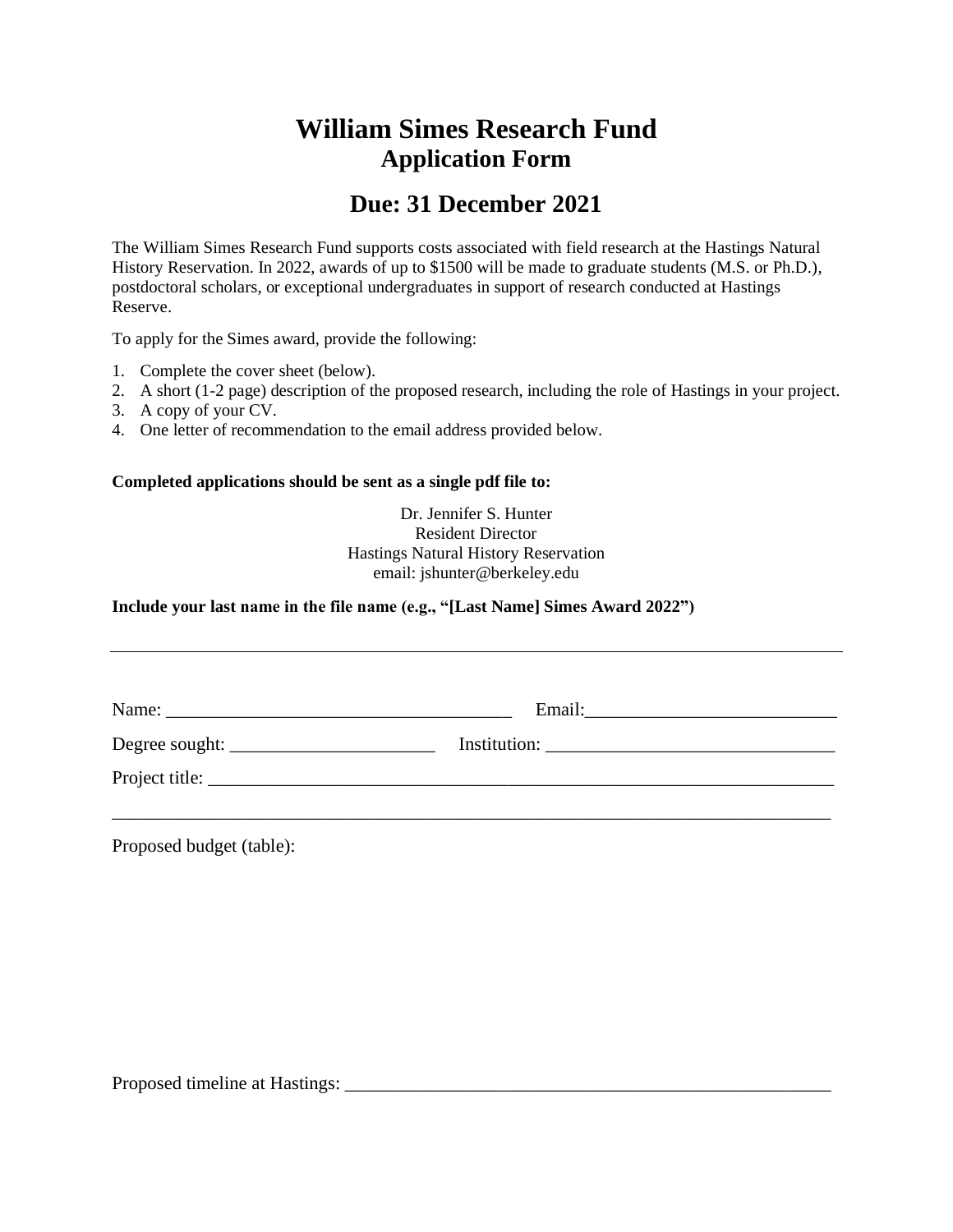# William Simes Research Fund
## Application Form

## Due: 31 December 2021

The William Simes Research Fund supports costs associated with field research at the Hastings Natural History Reservation. In 2022, awards of up to $1500 will be made to graduate students (M.S. or Ph.D.), postdoctoral scholars, or exceptional undergraduates in support of research conducted at Hastings Reserve.

To apply for the Simes award, provide the following:

1. Complete the cover sheet (below).
2. A short (1-2 page) description of the proposed research, including the role of Hastings in your project.
3. A copy of your CV.
4. One letter of recommendation to the email address provided below.

**Completed applications should be sent as a single pdf file to:**

Dr. Jennifer S. Hunter
Resident Director
Hastings Natural History Reservation
email: jshunter@berkeley.edu

**Include your last name in the file name (e.g., "[Last Name] Simes Award 2022")**

---

Name: ______________________________________ Email:___________________________

Degree sought: ______________________ Institution: _______________________________

Project title: _______________________________________________________________________

_____________________________________________________________________________

Proposed budget (table):

Proposed timeline at Hastings: _____________________________________________________